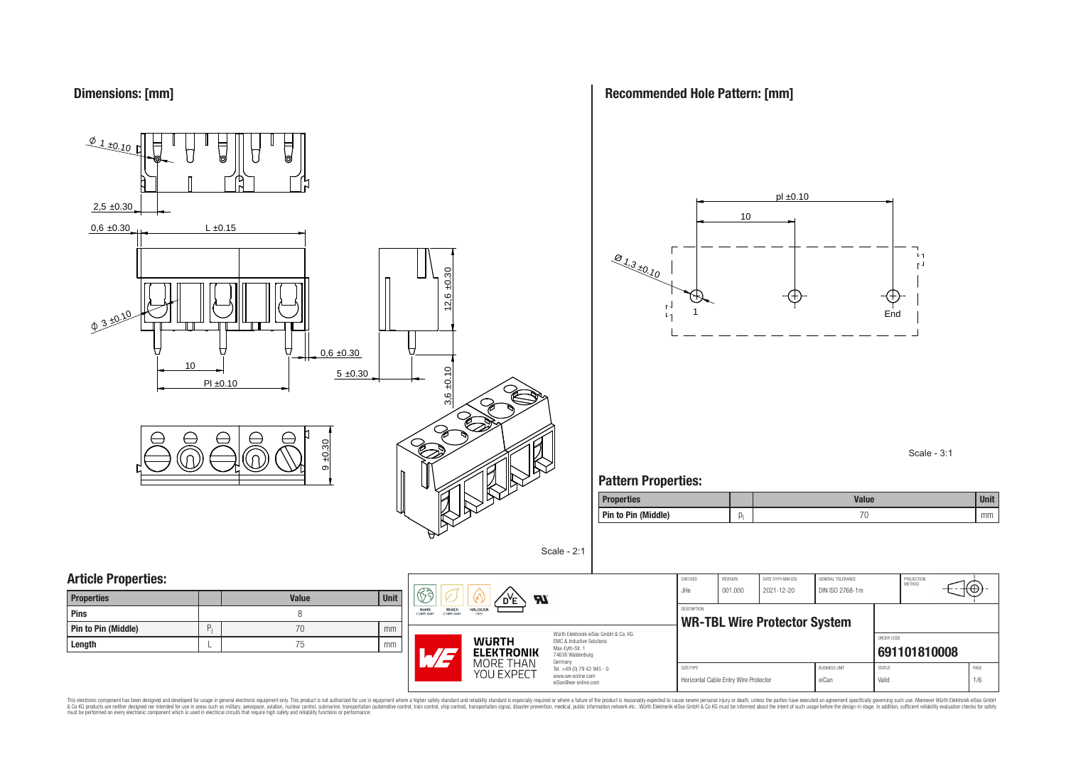## Dimensions: [mm]

Ø 1 ±0.10

2,5 ±0.30

0,6 ±0.30

L ±0.15

Ø 3 ±0.10

12,6 ±0.30

0,6 ±0.30

5 ±0.30

3,6 ±0.10

10

Pl ±0.10

9 ±0.30

Scale - 2:1

## Recommended Hole Pattern: [mm]

pl ±0.10

10

Ø 1,3 ±0.10

1

End

Scale - 3:1

## Pattern Properties:

| Properties | | Value | Unit |
|---|---|---|---|
| Pin to Pin (Middle) | $p_l$ | 70 | mm |

## Article Properties:

| Properties | | Value | Unit |
|---|---|---|---|
| Pins | | 8 | |
| Pin to Pin (Middle) | $P_l$ | 70 | mm |
| Length | L | 75 | mm |

RoHS COMPLIANT | REACH COMPLIANT | HALOGEN FREE

Würth Elektronik eiSos GmbH & Co. KG
EMC & Inductive Solutions
Max-Eyth-Str. 1
74638 Waldenburg
Germany
Tel. +49 (0) 79 42 945 - 0
www.we-online.com
eiSos@we-online.com

WÜRTH ELEKTRONIK MORE THAN YOU EXPECT

| CHECKED | REVISION | DATE (YYYY-MM-DD) | GENERAL TOLERANCE | PROJECTION METHOD |
|---|---|---|---|---|
| JHe | 001.000 | 2021-12-20 | DIN ISO 2768-1m | |

DESCRIPTION

**WR-TBL Wire Protector System**

ORDER CODE

**691101810008**

| SIZE/TYPE | BUSINESS UNIT | STATUS | PAGE |
|---|---|---|---|
| Horizontal Cable Entry Wire Protector | eiCan | Valid | 1/6 |

This electronic component has been designed and developed for usage in general electronic equipment only. This product is not authorized for use in equipment where a higher safety standard and reliability standard is especially required or where a failure of the product is reasonably expected to cause severe personal injury or death, unless the parties have executed an agreement specifically governing such use. Moreover Würth Elektronik eiSos GmbH & Co KG products are neither designed nor intended for use in areas such as military, aerospace, aviation, nuclear control, submarine, transportation (automotive control, train control, ship control), transportation signal, disaster prevention, medical, public information network etc.. Würth Elektronik eiSos GmbH & Co KG must be informed about the intent of such usage before the design-in stage. In addition, sufficient reliability evaluation checks for safety must be performed on every electronic component which is used in electrical circuits that require high safety and reliability functions or performance.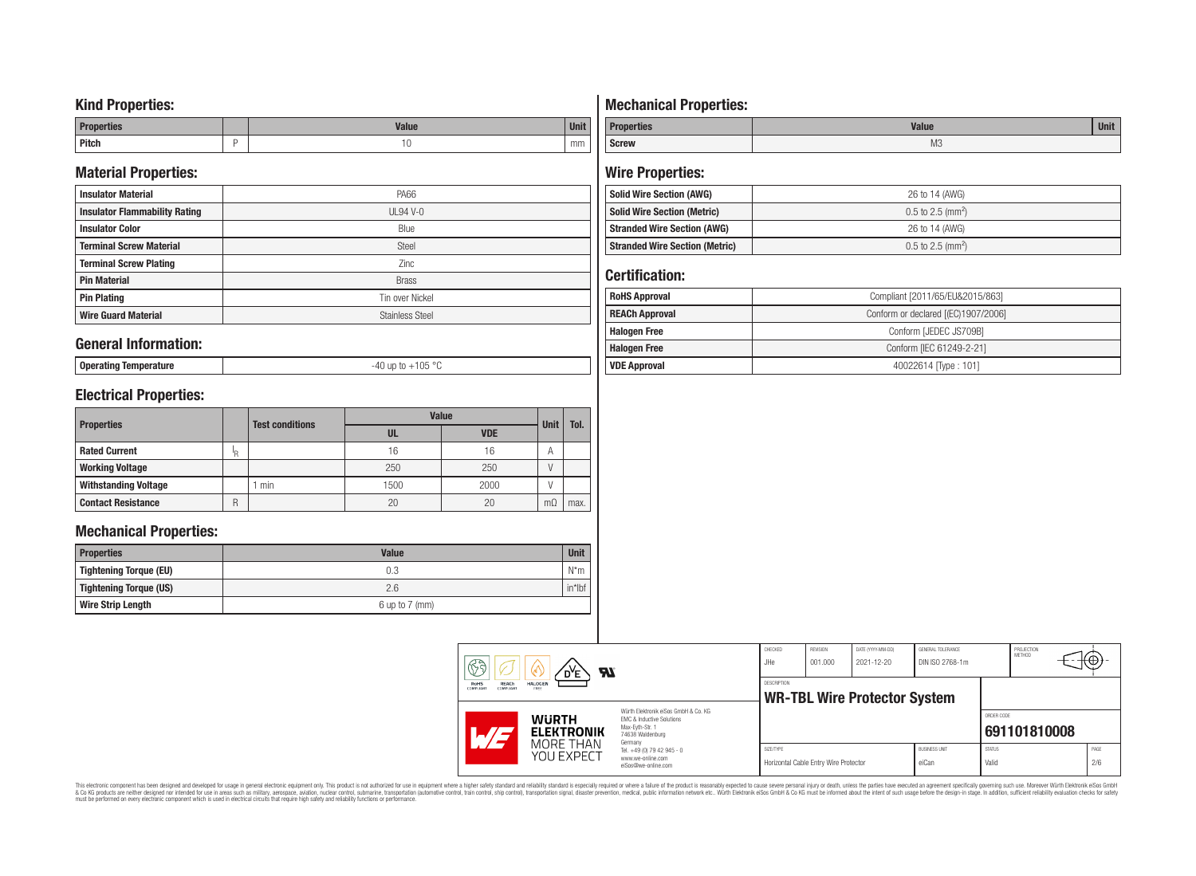## Kind Properties:

| Properties | | Value | Unit |
|---|---|---|---|
| Pitch | P | 10 | mm |

## Material Properties:

| | |
|---|---|
| Insulator Material | PA66 |
| Insulator Flammability Rating | UL94 V-0 |
| Insulator Color | Blue |
| Terminal Screw Material | Steel |
| Terminal Screw Plating | Zinc |
| Pin Material | Brass |
| Pin Plating | Tin over Nickel |
| Wire Guard Material | Stainless Steel |

## General Information:

| | |
|---|---|
| Operating Temperature | -40 up to +105 °C |

## Electrical Properties:

| Properties | | Test conditions | Value | | Unit | Tol. |
|---|---|---|---|---|---|---|
| | | | UL | VDE | | |
| Rated Current | $I_R$ | | 16 | 16 | A | |
| Working Voltage | | | 250 | 250 | V | |
| Withstanding Voltage | | 1 min | 1500 | 2000 | V | |
| Contact Resistance | R | | 20 | 20 | mΩ | max. |

## Mechanical Properties:

| Properties | Value | Unit |
|---|---|---|
| Tightening Torque (EU) | 0.3 | N*m |
| Tightening Torque (US) | 2.6 | in*lbf |
| Wire Strip Length | 6 up to 7 (mm) | |

## Mechanical Properties:

| Properties | Value | Unit |
|---|---|---|
| Screw | M3 | |

## Wire Properties:

| | |
|---|---|
| Solid Wire Section (AWG) | 26 to 14 (AWG) |
| Solid Wire Section (Metric) | 0.5 to 2.5 ($mm^2$) |
| Stranded Wire Section (AWG) | 26 to 14 (AWG) |
| Stranded Wire Section (Metric) | 0.5 to 2.5 ($mm^2$) |

## Certification:

| | |
|---|---|
| RoHS Approval | Compliant [2011/65/EU&2015/863] |
| REACh Approval | Conform or declared [(EC)1907/2006] |
| Halogen Free | Conform [JEDEC JS709B] |
| Halogen Free | Conform [IEC 61249-2-21] |
| VDE Approval | 40022614 [Type : 101] |

| CHECKED | REVISION | DATE (YYYY-MM-DD) | GENERAL TOLERANCE | PROJECTION METHOD |
|---|---|---|---|---|
| JHe | 001.000 | 2021-12-20 | DIN ISO 2768-1m | |

DESCRIPTION: **WR-TBL Wire Protector System**

ORDER CODE: **691101810008**

| SIZE/TYPE | BUSINESS UNIT | STATUS | PAGE |
|---|---|---|---|
| Horizontal Cable Entry Wire Protector | eiCan | Valid | 2/6 |

Würth Elektronik eiSos GmbH & Co. KG
EMC & Inductive Solutions
Max-Eyth-Str. 1
74638 Waldenburg
Germany
Tel. +49 (0) 79 42 945 - 0
www.we-online.com
eiSos@we-online.com

WÜRTH ELEKTRONIK MORE THAN YOU EXPECT

This electronic component has been designed and developed for usage in general electronic equipment only. This product is not authorized for use in equipment where a higher safety standard and reliability standard is especially required or where a failure of the product is reasonably expected to cause severe personal injury or death, unless the parties have executed an agreement specifically governing such use. Moreover Würth Elektronik eiSos GmbH & Co KG products are neither designed nor intended for use in areas such as military, aerospace, aviation, nuclear control, submarine, transportation (automotive control, train control, ship control), transportation signal, disaster prevention, medical, public information network etc.. Würth Elektronik eiSos GmbH & Co KG must be informed about the intent of such usage before the design-in stage. In addition, sufficient reliability evaluation checks for safety must be performed on every electronic component which is used in electrical circuits that require high safety and reliability functions or performance.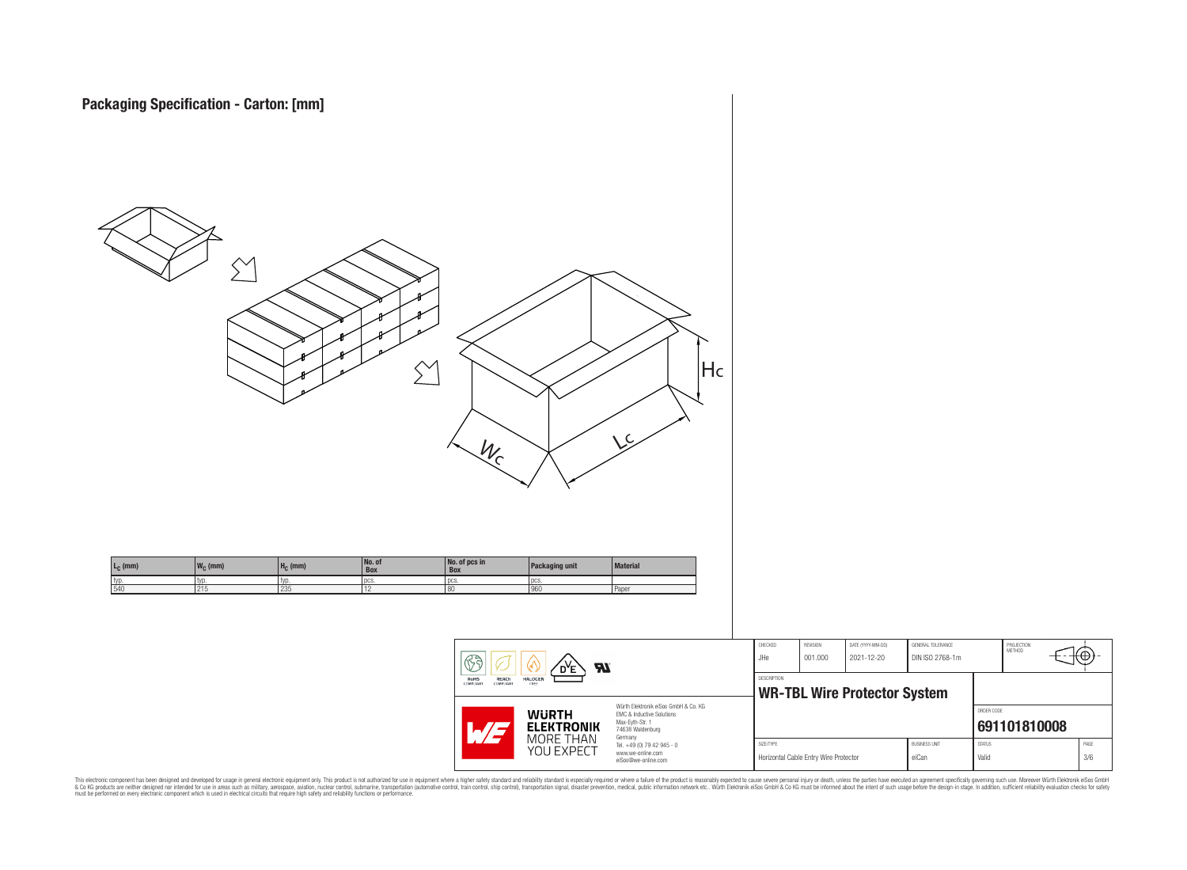## Packaging Specification - Carton: [mm]

| $L_C$ (mm) | $W_C$ (mm) | $H_C$ (mm) | No. of Box | No. of pcs in Box | Packaging unit | Material |
|---|---|---|---|---|---|---|
| typ. | typ. | typ. | pcs. | pcs. | pcs. | |
| 540 | 215 | 235 | 12 | 80 | 960 | Paper |

| CHECKED | REVISION | DATE (YYYY-MM-DD) | GENERAL TOLERANCE | PROJECTION METHOD |
|---|---|---|---|---|
| JHe | 001.000 | 2021-12-20 | DIN ISO 2768-1m | |

DESCRIPTION

**WR-TBL Wire Protector System**

ORDER CODE: **691101810008**

| SIZE/TYPE | BUSINESS UNIT | STATUS | PAGE |
|---|---|---|---|
| Horizontal Cable Entry Wire Protector | eiCan | Valid | 3/6 |

Würth Elektronik eiSos GmbH & Co. KG
EMC & Inductive Solutions
Max-Eyth-Str. 1
74638 Waldenburg
Germany
Tel. +49 (0) 79 42 945 - 0
www.we-online.com
eiSos@we-online.com

This electronic component has been designed and developed for usage in general electronic equipment only. This product is not authorized for use in equipment where a higher safety standard and reliability standard is especially required or where a failure of the product is reasonably expected to cause severe personal injury or death, unless the parties have executed an agreement specifically governing such use. Moreover Würth Elektronik eiSos GmbH & Co KG products are neither designed nor intended for use in areas such as military, aerospace, aviation, nuclear control, submarine, transportation (automotive control, train control, ship control), transportation signal, disaster prevention, medical, public information network etc.. Würth Elektronik eiSos GmbH & Co KG must be informed about the intent of such usage before the design-in stage. In addition, sufficient reliability evaluation checks for safety must be performed on every electronic component which is used in electrical circuits that require high safety and reliability functions or performance.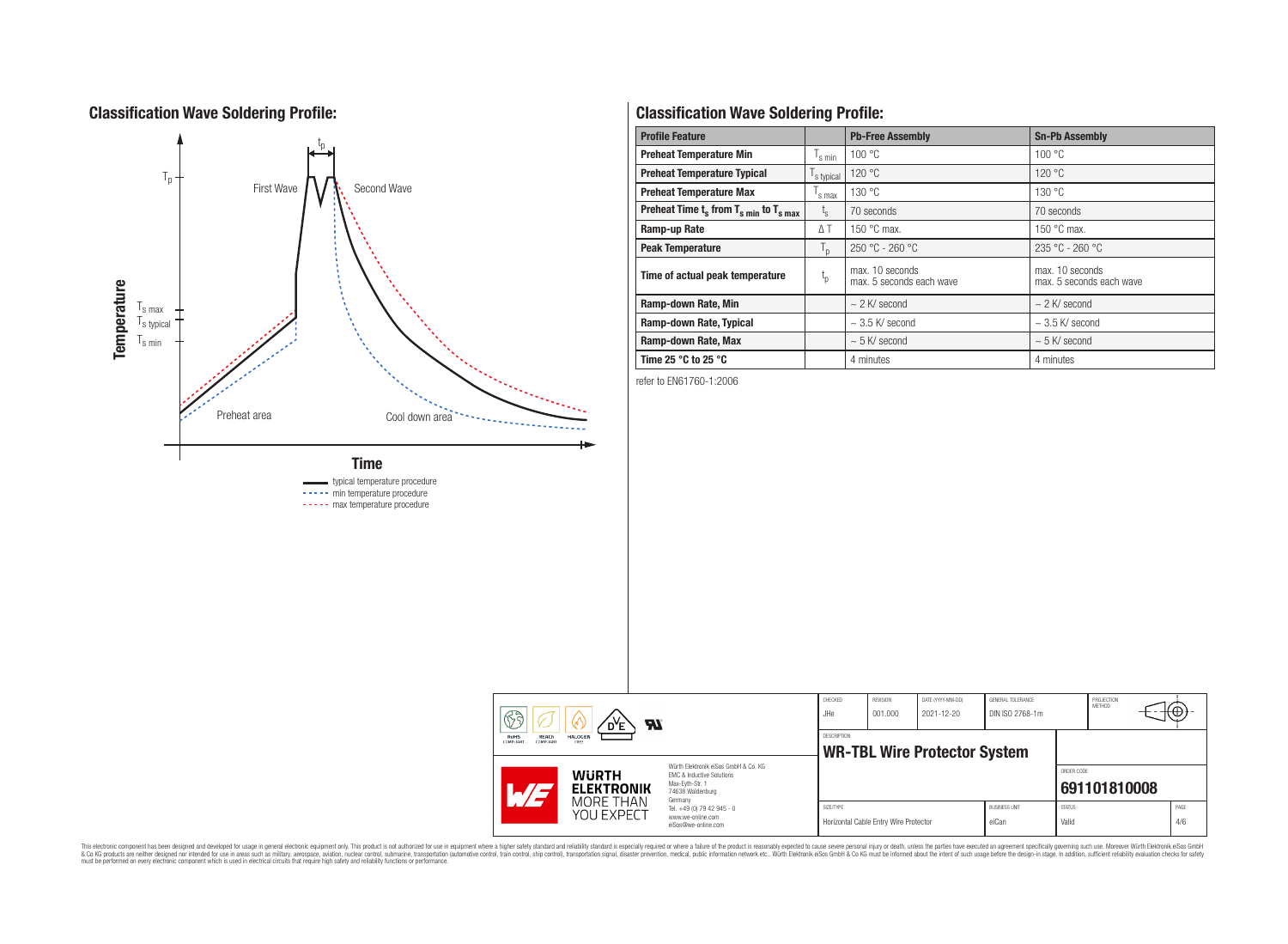## Classification Wave Soldering Profile:

Temperature

$T_p$

$T_{s\,max}$

$T_{s\,typical}$

$T_{s\,min}$

$t_p$

First Wave

Second Wave

Preheat area

Cool down area

Time

typical temperature procedure

min temperature procedure

max temperature procedure

## Classification Wave Soldering Profile:

| Profile Feature | | Pb-Free Assembly | Sn-Pb Assembly |
|---|---|---|---|
| Preheat Temperature Min | $T_{s\,min}$ | 100 °C | 100 °C |
| Preheat Temperature Typical | $T_{s\,typical}$ | 120 °C | 120 °C |
| Preheat Temperature Max | $T_{s\,max}$ | 130 °C | 130 °C |
| Preheat Time $t_s$ from $T_{s\,min}$ to $T_{s\,max}$ | $t_s$ | 70 seconds | 70 seconds |
| Ramp-up Rate | ΔT | 150 °C max. | 150 °C max. |
| Peak Temperature | $T_p$ | 250 °C - 260 °C | 235 °C - 260 °C |
| Time of actual peak temperature | $t_p$ | max. 10 seconds<br>max. 5 seconds each wave | max. 10 seconds<br>max. 5 seconds each wave |
| Ramp-down Rate, Min | | ~ 2 K/ second | ~ 2 K/ second |
| Ramp-down Rate, Typical | | ~ 3.5 K/ second | ~ 3.5 K/ second |
| Ramp-down Rate, Max | | ~ 5 K/ second | ~ 5 K/ second |
| Time 25 °C to 25 °C | | 4 minutes | 4 minutes |

refer to EN61760-1:2006

| CHECKED | REVISION | DATE (YYYY-MM-DD) | GENERAL TOLERANCE | PROJECTION METHOD |
|---|---|---|---|---|
| JHe | 001.000 | 2021-12-20 | DIN ISO 2768-1m | |

DESCRIPTION: **WR-TBL Wire Protector System**

ORDER CODE: **691101810008**

| SIZE/TYPE | BUSINESS UNIT | STATUS | PAGE |
|---|---|---|---|
| Horizontal Cable Entry Wire Protector | eiCan | Valid | 4/6 |

Würth Elektronik eiSos GmbH & Co. KG
EMC & Inductive Solutions
Max-Eyth-Str. 1
74638 Waldenburg
Germany
Tel. +49 (0) 79 42 945 - 0
www.we-online.com
eiSos@we-online.com

WÜRTH ELEKTRONIK MORE THAN YOU EXPECT

This electronic component has been designed and developed for usage in general electronic equipment only. This product is not authorized for use in equipment where a higher safety standard and reliability standard is especially required or where a failure of the product is reasonably expected to cause severe personal injury or death, unless the parties have executed an agreement specifically governing such use. Moreover Würth Elektronik eiSos GmbH & Co KG products are neither designed nor intended for use in areas such as military, aerospace, aviation, nuclear control, submarine, transportation (automotive control, train control, ship control), transportation signal, disaster prevention, medical, public information network etc.. Würth Elektronik eiSos GmbH & Co KG must be informed about the intent of such usage before the design-in stage. In addition, sufficient reliability evaluation checks for safety must be performed on every electronic component which is used in electrical circuits that require high safety and reliability functions or performance.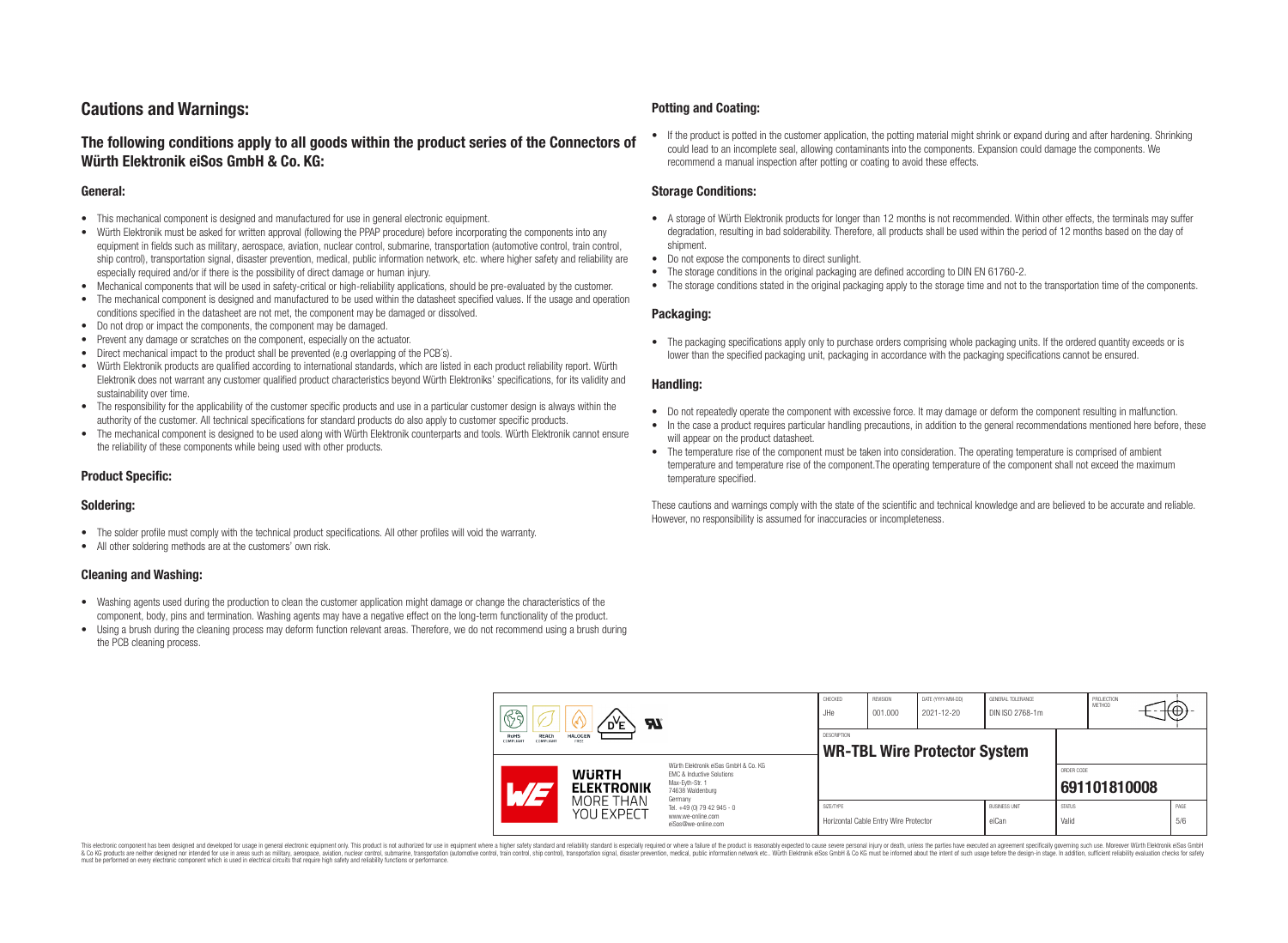# Cautions and Warnings:

## The following conditions apply to all goods within the product series of the Connectors of Würth Elektronik eiSos GmbH & Co. KG:

### General:

- This mechanical component is designed and manufactured for use in general electronic equipment.
- Würth Elektronik must be asked for written approval (following the PPAP procedure) before incorporating the components into any equipment in fields such as military, aerospace, aviation, nuclear control, submarine, transportation (automotive control, train control, ship control), transportation signal, disaster prevention, medical, public information network, etc. where higher safety and reliability are especially required and/or if there is the possibility of direct damage or human injury.
- Mechanical components that will be used in safety-critical or high-reliability applications, should be pre-evaluated by the customer.
- The mechanical component is designed and manufactured to be used within the datasheet specified values. If the usage and operation conditions specified in the datasheet are not met, the component may be damaged or dissolved.
- Do not drop or impact the components, the component may be damaged.
- Prevent any damage or scratches on the component, especially on the actuator.
- Direct mechanical impact to the product shall be prevented (e.g overlapping of the PCB's).
- Würth Elektronik products are qualified according to international standards, which are listed in each product reliability report. Würth Elektronik does not warrant any customer qualified product characteristics beyond Würth Elektroniks' specifications, for its validity and sustainability over time.
- The responsibility for the applicability of the customer specific products and use in a particular customer design is always within the authority of the customer. All technical specifications for standard products do also apply to customer specific products.
- The mechanical component is designed to be used along with Würth Elektronik counterparts and tools. Würth Elektronik cannot ensure the reliability of these components while being used with other products.

### Product Specific:

### Soldering:

- The solder profile must comply with the technical product specifications. All other profiles will void the warranty.
- All other soldering methods are at the customers' own risk.

### Cleaning and Washing:

- Washing agents used during the production to clean the customer application might damage or change the characteristics of the component, body, pins and termination. Washing agents may have a negative effect on the long-term functionality of the product.
- Using a brush during the cleaning process may deform function relevant areas. Therefore, we do not recommend using a brush during the PCB cleaning process.

### Potting and Coating:

- If the product is potted in the customer application, the potting material might shrink or expand during and after hardening. Shrinking could lead to an incomplete seal, allowing contaminants into the components. Expansion could damage the components. We recommend a manual inspection after potting or coating to avoid these effects.

### Storage Conditions:

- A storage of Würth Elektronik products for longer than 12 months is not recommended. Within other effects, the terminals may suffer degradation, resulting in bad solderability. Therefore, all products shall be used within the period of 12 months based on the day of shipment.
- Do not expose the components to direct sunlight.
- The storage conditions in the original packaging are defined according to DIN EN 61760-2.
- The storage conditions stated in the original packaging apply to the storage time and not to the transportation time of the components.

### Packaging:

- The packaging specifications apply only to purchase orders comprising whole packaging units. If the ordered quantity exceeds or is lower than the specified packaging unit, packaging in accordance with the packaging specifications cannot be ensured.

### Handling:

- Do not repeatedly operate the component with excessive force. It may damage or deform the component resulting in malfunction.
- In the case a product requires particular handling precautions, in addition to the general recommendations mentioned here before, these will appear on the product datasheet.
- The temperature rise of the component must be taken into consideration. The operating temperature is comprised of ambient temperature and temperature rise of the component.The operating temperature of the component shall not exceed the maximum temperature specified.

These cautions and warnings comply with the state of the scientific and technical knowledge and are believed to be accurate and reliable. However, no responsibility is assumed for inaccuracies or incompleteness.

| CHECKED | REVISION | DATE (YYYY-MM-DD) | GENERAL TOLERANCE | PROJECTION METHOD |
|---|---|---|---|---|
| JHe | 001.000 | 2021-12-20 | DIN ISO 2768-1m | |

DESCRIPTION: **WR-TBL Wire Protector System**

ORDER CODE: **691101810008**

| SIZE/TYPE | BUSINESS UNIT | STATUS | PAGE |
|---|---|---|---|
| Horizontal Cable Entry Wire Protector | eiCan | Valid | 5/6 |

Würth Elektronik eiSos GmbH & Co. KG
EMC & Inductive Solutions
Max-Eyth-Str. 1
74638 Waldenburg
Germany
Tel. +49 (0) 79 42 945 - 0
www.we-online.com
eiSos@we-online.com

This electronic component has been designed and developed for usage in general electronic equipment only. This product is not authorized for use in equipment where a higher safety standard and reliability standard is especially required or where a failure of the product is reasonably expected to cause severe personal injury or death, unless the parties have executed an agreement specifically governing such use. Moreover Würth Elektronik eiSos GmbH & Co KG products are neither designed nor intended for use in areas such as military, aerospace, aviation, nuclear control, submarine, transportation (automotive control, train control, ship control), transportation signal, disaster prevention, medical, public information network etc.. Würth Elektronik eiSos GmbH & Co KG must be informed about the intent of such usage before the design-in stage. In addition, sufficient reliability evaluation checks for safety must be performed on every electronic component which is used in electrical circuits that require high safety and reliability functions or performance.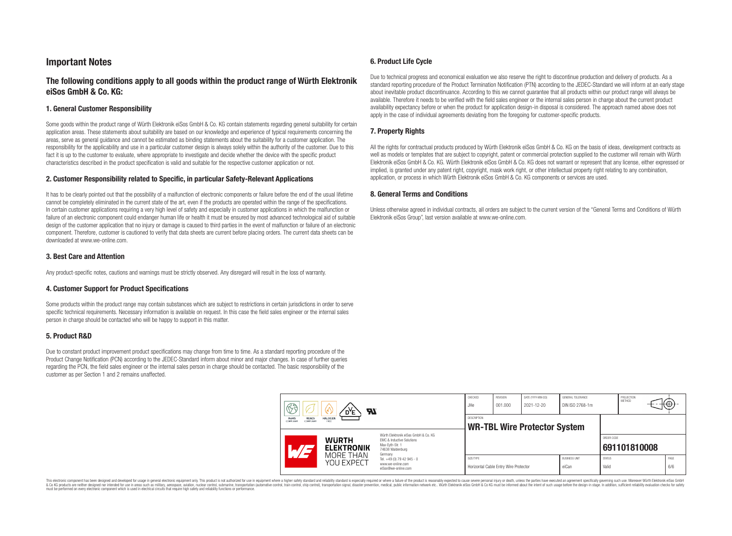# Important Notes

## The following conditions apply to all goods within the product range of Würth Elektronik eiSos GmbH & Co. KG:

### 1. General Customer Responsibility

Some goods within the product range of Würth Elektronik eiSos GmbH & Co. KG contain statements regarding general suitability for certain application areas. These statements about suitability are based on our knowledge and experience of typical requirements concerning the areas, serve as general guidance and cannot be estimated as binding statements about the suitability for a customer application. The responsibility for the applicability and use in a particular customer design is always solely within the authority of the customer. Due to this fact it is up to the customer to evaluate, where appropriate to investigate and decide whether the device with the specific product characteristics described in the product specification is valid and suitable for the respective customer application or not.

### 2. Customer Responsibility related to Specific, in particular Safety-Relevant Applications

It has to be clearly pointed out that the possibility of a malfunction of electronic components or failure before the end of the usual lifetime cannot be completely eliminated in the current state of the art, even if the products are operated within the range of the specifications. In certain customer applications requiring a very high level of safety and especially in customer applications in which the malfunction or failure of an electronic component could endanger human life or health it must be ensured by most advanced technological aid of suitable design of the customer application that no injury or damage is caused to third parties in the event of malfunction or failure of an electronic component. Therefore, customer is cautioned to verify that data sheets are current before placing orders. The current data sheets can be downloaded at www.we-online.com.

### 3. Best Care and Attention

Any product-specific notes, cautions and warnings must be strictly observed. Any disregard will result in the loss of warranty.

### 4. Customer Support for Product Specifications

Some products within the product range may contain substances which are subject to restrictions in certain jurisdictions in order to serve specific technical requirements. Necessary information is available on request. In this case the field sales engineer or the internal sales person in charge should be contacted who will be happy to support in this matter.

### 5. Product R&D

Due to constant product improvement product specifications may change from time to time. As a standard reporting procedure of the Product Change Notification (PCN) according to the JEDEC-Standard inform about minor and major changes. In case of further queries regarding the PCN, the field sales engineer or the internal sales person in charge should be contacted. The basic responsibility of the customer as per Section 1 and 2 remains unaffected.

### 6. Product Life Cycle

Due to technical progress and economical evaluation we also reserve the right to discontinue production and delivery of products. As a standard reporting procedure of the Product Termination Notification (PTN) according to the JEDEC-Standard we will inform at an early stage about inevitable product discontinuance. According to this we cannot guarantee that all products within our product range will always be available. Therefore it needs to be verified with the field sales engineer or the internal sales person in charge about the current product availability expectancy before or when the product for application design-in disposal is considered. The approach named above does not apply in the case of individual agreements deviating from the foregoing for customer-specific products.

### 7. Property Rights

All the rights for contractual products produced by Würth Elektronik eiSos GmbH & Co. KG on the basis of ideas, development contracts as well as models or templates that are subject to copyright, patent or commercial protection supplied to the customer will remain with Würth Elektronik eiSos GmbH & Co. KG. Würth Elektronik eiSos GmbH & Co. KG does not warrant or represent that any license, either expressed or implied, is granted under any patent right, copyright, mask work right, or other intellectual property right relating to any combination, application, or process in which Würth Elektronik eiSos GmbH & Co. KG components or services are used.

### 8. General Terms and Conditions

Unless otherwise agreed in individual contracts, all orders are subject to the current version of the "General Terms and Conditions of Würth Elektronik eiSos Group", last version available at www.we-online.com.

| | | | | | | |
|---|---|---|---|---|---|---|
| RoHS COMPLIANT, REACH COMPLIANT, HALOGEN FREE | CHECKED JHe | REVISION 001.000 | DATE (YYYY-MM-DD) 2021-12-20 | GENERAL TOLERANCE DIN ISO 2768-1m | PROJECTION METHOD | |
| | DESCRIPTION **WR-TBL Wire Protector System** | | | | | |
| WÜRTH ELEKTRONIK MORE THAN YOU EXPECT — Würth Elektronik eiSos GmbH & Co. KG, EMC & Inductive Solutions, Max-Eyth-Str. 1, 74638 Waldenburg, Germany, Tel. +49 (0) 79 42 945 - 0, www.we-online.com, eiSos@we-online.com | | | | | ORDER CODE **691101810008** | |
| | SIZE/TYPE Horizontal Cable Entry Wire Protector | | | BUSINESS UNIT eiCan | STATUS Valid | PAGE 6/6 |

This electronic component has been designed and developed for usage in general electronic equipment only. This product is not authorized for use in equipment where a higher safety standard and reliability standard is especially required or where a failure of the product is reasonably expected to cause severe personal injury or death, unless the parties have executed an agreement specifically governing such use. Moreover Würth Elektronik eiSos GmbH & Co KG products are neither designed nor intended for use in areas such as military, aerospace, aviation, nuclear control, submarine, transportation (automotive control, train control, ship control), transportation signal, disaster prevention, medical, public information network etc.. Würth Elektronik eiSos GmbH & Co KG must be informed about the intent of such usage before the design-in stage. In addition, sufficient reliability evaluation checks for safety must be performed on every electronic component which is used in electrical circuits that require high safety and reliability functions or performance.